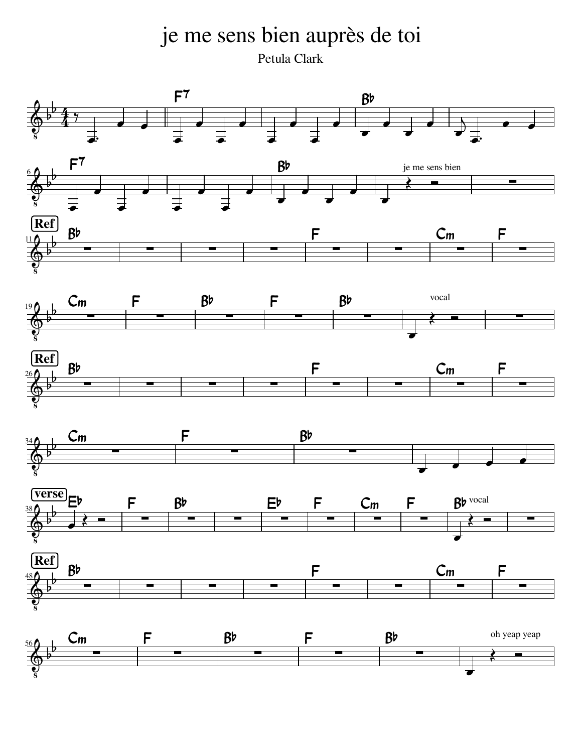# je me sens bien auprès de toi

Petula Clark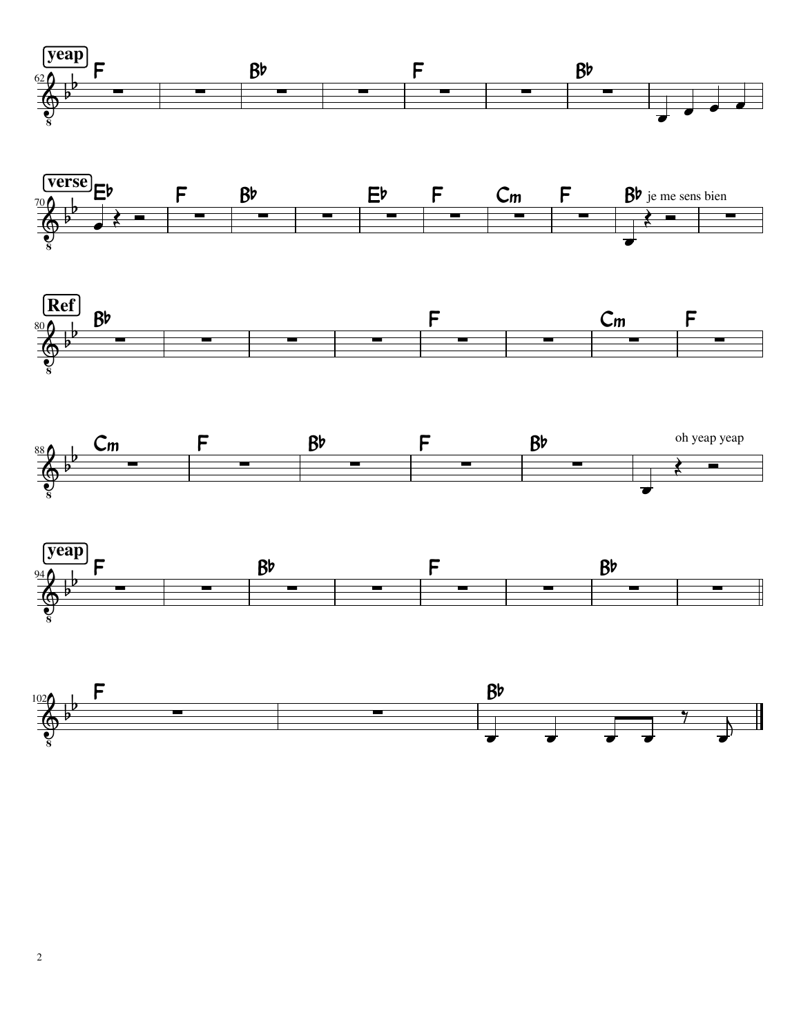yeap

F Bb F Bb

verse

Eb F Bb Eb F Cm F Bb

je me sens bien

Ref

Bb F Cm F

Cm F Bb F Bb

oh yeap yeap

yeap

F Bb F Bb

F Bb